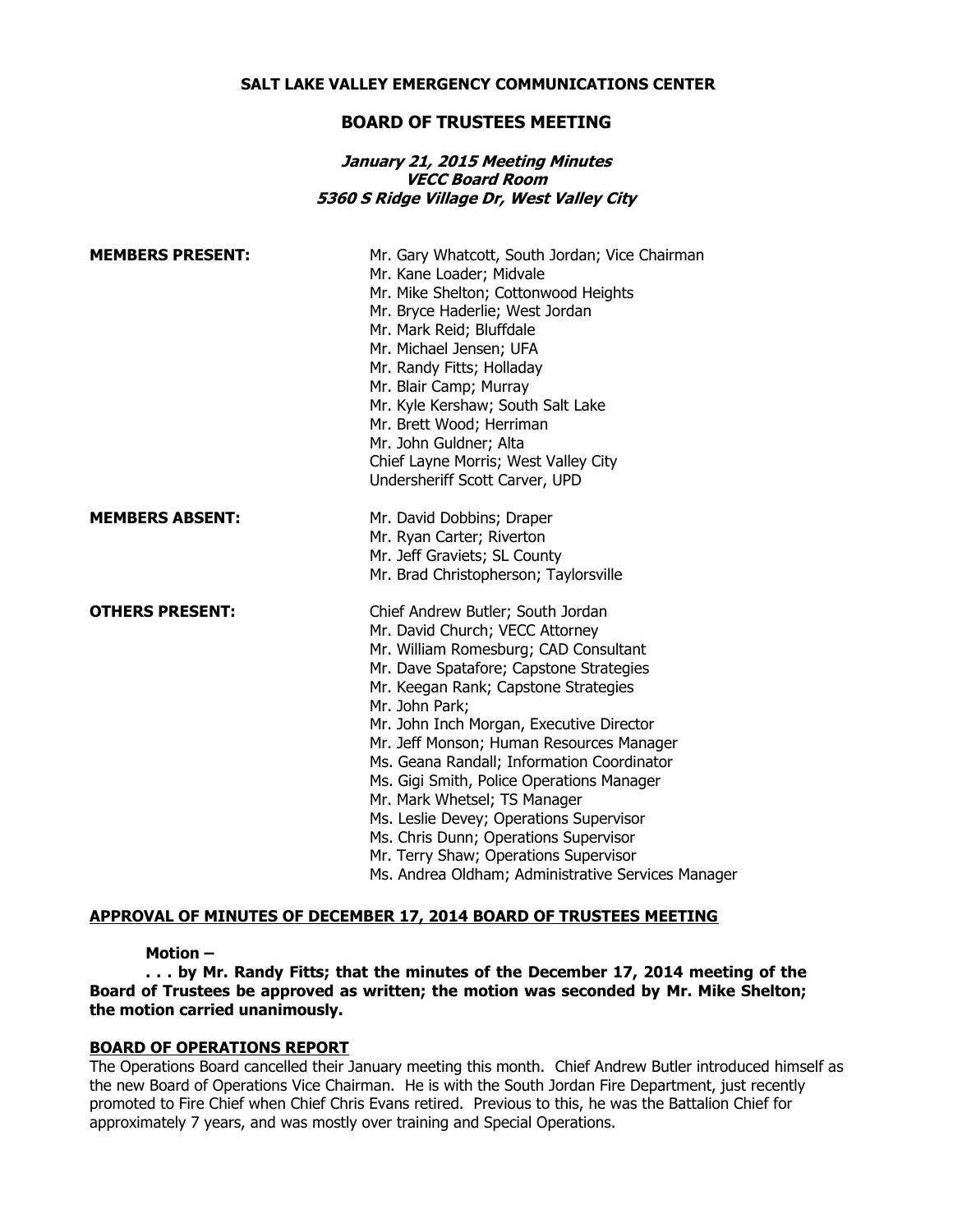**SALT LAKE VALLEY EMERGENCY COMMUNICATIONS CENTER**

## BOARD OF TRUSTEES MEETING

***January 21, 2015 Meeting Minutes***
***VECC Board Room***
***5360 S Ridge Village Dr, West Valley City***

**MEMBERS PRESENT:**

Mr. Gary Whatcott, South Jordan; Vice Chairman
Mr. Kane Loader; Midvale
Mr. Mike Shelton; Cottonwood Heights
Mr. Bryce Haderlie; West Jordan
Mr. Mark Reid; Bluffdale
Mr. Michael Jensen; UFA
Mr. Randy Fitts; Holladay
Mr. Blair Camp; Murray
Mr. Kyle Kershaw; South Salt Lake
Mr. Brett Wood; Herriman
Mr. John Guldner; Alta
Chief Layne Morris; West Valley City
Undersheriff Scott Carver, UPD

**MEMBERS ABSENT:**

Mr. David Dobbins; Draper
Mr. Ryan Carter; Riverton
Mr. Jeff Graviets; SL County
Mr. Brad Christopherson; Taylorsville

**OTHERS PRESENT:**

Chief Andrew Butler; South Jordan
Mr. David Church; VECC Attorney
Mr. William Romesburg; CAD Consultant
Mr. Dave Spatafore; Capstone Strategies
Mr. Keegan Rank; Capstone Strategies
Mr. John Park;
Mr. John Inch Morgan, Executive Director
Mr. Jeff Monson; Human Resources Manager
Ms. Geana Randall; Information Coordinator
Ms. Gigi Smith, Police Operations Manager
Mr. Mark Whetsel; TS Manager
Ms. Leslie Devey; Operations Supervisor
Ms. Chris Dunn; Operations Supervisor
Mr. Terry Shaw; Operations Supervisor
Ms. Andrea Oldham; Administrative Services Manager

**APPROVAL OF MINUTES OF DECEMBER 17, 2014 BOARD OF TRUSTEES MEETING**

**Motion –**

**. . . by Mr. Randy Fitts; that the minutes of the December 17, 2014 meeting of the Board of Trustees be approved as written; the motion was seconded by Mr. Mike Shelton; the motion carried unanimously.**

**BOARD OF OPERATIONS REPORT**

The Operations Board cancelled their January meeting this month. Chief Andrew Butler introduced himself as the new Board of Operations Vice Chairman. He is with the South Jordan Fire Department, just recently promoted to Fire Chief when Chief Chris Evans retired. Previous to this, he was the Battalion Chief for approximately 7 years, and was mostly over training and Special Operations.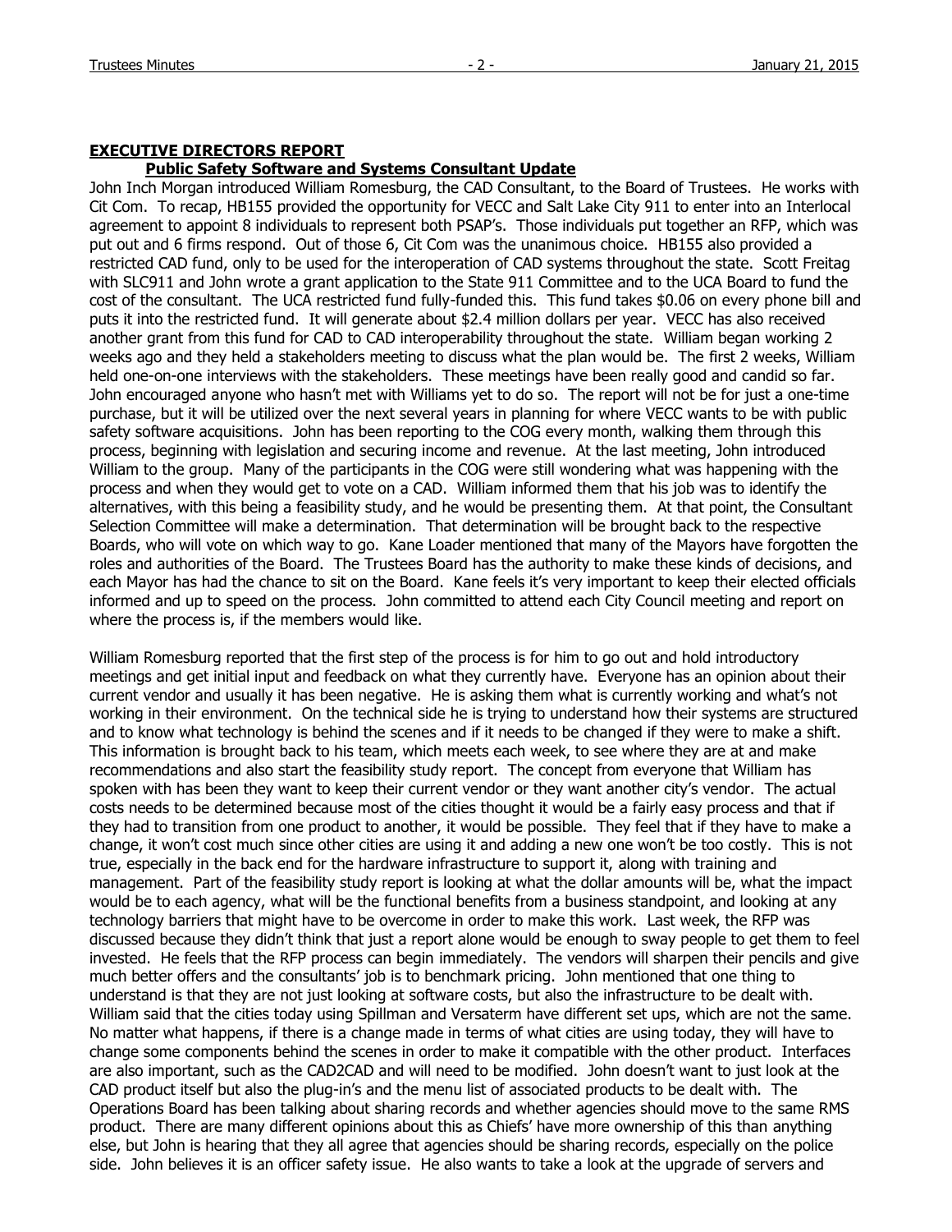## EXECUTIVE DIRECTORS REPORT

### Public Safety Software and Systems Consultant Update

John Inch Morgan introduced William Romesburg, the CAD Consultant, to the Board of Trustees. He works with Cit Com. To recap, HB155 provided the opportunity for VECC and Salt Lake City 911 to enter into an Interlocal agreement to appoint 8 individuals to represent both PSAP's. Those individuals put together an RFP, which was put out and 6 firms respond. Out of those 6, Cit Com was the unanimous choice. HB155 also provided a restricted CAD fund, only to be used for the interoperation of CAD systems throughout the state. Scott Freitag with SLC911 and John wrote a grant application to the State 911 Committee and to the UCA Board to fund the cost of the consultant. The UCA restricted fund fully-funded this. This fund takes $0.06 on every phone bill and puts it into the restricted fund. It will generate about $2.4 million dollars per year. VECC has also received another grant from this fund for CAD to CAD interoperability throughout the state. William began working 2 weeks ago and they held a stakeholders meeting to discuss what the plan would be. The first 2 weeks, William held one-on-one interviews with the stakeholders. These meetings have been really good and candid so far. John encouraged anyone who hasn't met with Williams yet to do so. The report will not be for just a one-time purchase, but it will be utilized over the next several years in planning for where VECC wants to be with public safety software acquisitions. John has been reporting to the COG every month, walking them through this process, beginning with legislation and securing income and revenue. At the last meeting, John introduced William to the group. Many of the participants in the COG were still wondering what was happening with the process and when they would get to vote on a CAD. William informed them that his job was to identify the alternatives, with this being a feasibility study, and he would be presenting them. At that point, the Consultant Selection Committee will make a determination. That determination will be brought back to the respective Boards, who will vote on which way to go. Kane Loader mentioned that many of the Mayors have forgotten the roles and authorities of the Board. The Trustees Board has the authority to make these kinds of decisions, and each Mayor has had the chance to sit on the Board. Kane feels it's very important to keep their elected officials informed and up to speed on the process. John committed to attend each City Council meeting and report on where the process is, if the members would like.

William Romesburg reported that the first step of the process is for him to go out and hold introductory meetings and get initial input and feedback on what they currently have. Everyone has an opinion about their current vendor and usually it has been negative. He is asking them what is currently working and what's not working in their environment. On the technical side he is trying to understand how their systems are structured and to know what technology is behind the scenes and if it needs to be changed if they were to make a shift. This information is brought back to his team, which meets each week, to see where they are at and make recommendations and also start the feasibility study report. The concept from everyone that William has spoken with has been they want to keep their current vendor or they want another city's vendor. The actual costs needs to be determined because most of the cities thought it would be a fairly easy process and that if they had to transition from one product to another, it would be possible. They feel that if they have to make a change, it won't cost much since other cities are using it and adding a new one won't be too costly. This is not true, especially in the back end for the hardware infrastructure to support it, along with training and management. Part of the feasibility study report is looking at what the dollar amounts will be, what the impact would be to each agency, what will be the functional benefits from a business standpoint, and looking at any technology barriers that might have to be overcome in order to make this work. Last week, the RFP was discussed because they didn't think that just a report alone would be enough to sway people to get them to feel invested. He feels that the RFP process can begin immediately. The vendors will sharpen their pencils and give much better offers and the consultants' job is to benchmark pricing. John mentioned that one thing to understand is that they are not just looking at software costs, but also the infrastructure to be dealt with. William said that the cities today using Spillman and Versaterm have different set ups, which are not the same. No matter what happens, if there is a change made in terms of what cities are using today, they will have to change some components behind the scenes in order to make it compatible with the other product. Interfaces are also important, such as the CAD2CAD and will need to be modified. John doesn't want to just look at the CAD product itself but also the plug-in's and the menu list of associated products to be dealt with. The Operations Board has been talking about sharing records and whether agencies should move to the same RMS product. There are many different opinions about this as Chiefs' have more ownership of this than anything else, but John is hearing that they all agree that agencies should be sharing records, especially on the police side. John believes it is an officer safety issue. He also wants to take a look at the upgrade of servers and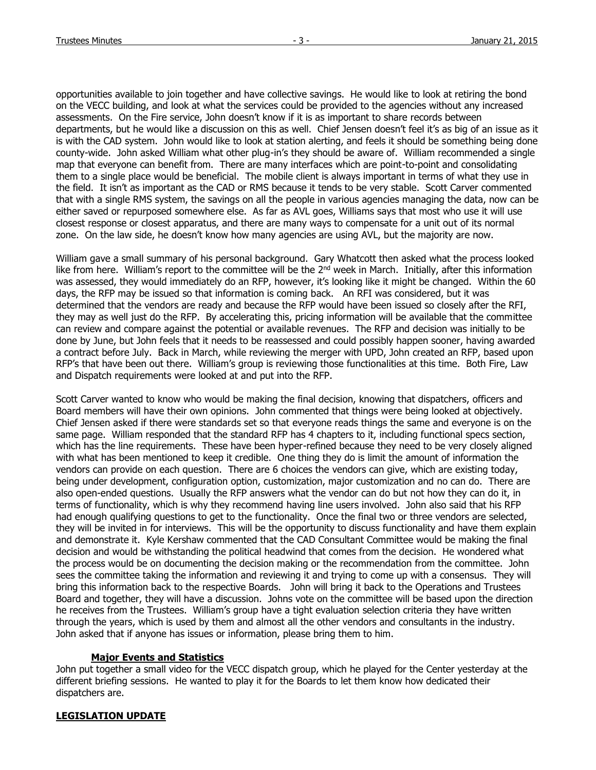opportunities available to join together and have collective savings. He would like to look at retiring the bond on the VECC building, and look at what the services could be provided to the agencies without any increased assessments. On the Fire service, John doesn't know if it is as important to share records between departments, but he would like a discussion on this as well. Chief Jensen doesn't feel it's as big of an issue as it is with the CAD system. John would like to look at station alerting, and feels it should be something being done county-wide. John asked William what other plug-in's they should be aware of. William recommended a single map that everyone can benefit from. There are many interfaces which are point-to-point and consolidating them to a single place would be beneficial. The mobile client is always important in terms of what they use in the field. It isn't as important as the CAD or RMS because it tends to be very stable. Scott Carver commented that with a single RMS system, the savings on all the people in various agencies managing the data, now can be either saved or repurposed somewhere else. As far as AVL goes, Williams says that most who use it will use closest response or closest apparatus, and there are many ways to compensate for a unit out of its normal zone. On the law side, he doesn't know how many agencies are using AVL, but the majority are now.

William gave a small summary of his personal background. Gary Whatcott then asked what the process looked like from here. William's report to the committee will be the 2nd week in March. Initially, after this information was assessed, they would immediately do an RFP, however, it's looking like it might be changed. Within the 60 days, the RFP may be issued so that information is coming back. An RFI was considered, but it was determined that the vendors are ready and because the RFP would have been issued so closely after the RFI, they may as well just do the RFP. By accelerating this, pricing information will be available that the committee can review and compare against the potential or available revenues. The RFP and decision was initially to be done by June, but John feels that it needs to be reassessed and could possibly happen sooner, having awarded a contract before July. Back in March, while reviewing the merger with UPD, John created an RFP, based upon RFP's that have been out there. William's group is reviewing those functionalities at this time. Both Fire, Law and Dispatch requirements were looked at and put into the RFP.

Scott Carver wanted to know who would be making the final decision, knowing that dispatchers, officers and Board members will have their own opinions. John commented that things were being looked at objectively. Chief Jensen asked if there were standards set so that everyone reads things the same and everyone is on the same page. William responded that the standard RFP has 4 chapters to it, including functional specs section, which has the line requirements. These have been hyper-refined because they need to be very closely aligned with what has been mentioned to keep it credible. One thing they do is limit the amount of information the vendors can provide on each question. There are 6 choices the vendors can give, which are existing today, being under development, configuration option, customization, major customization and no can do. There are also open-ended questions. Usually the RFP answers what the vendor can do but not how they can do it, in terms of functionality, which is why they recommend having line users involved. John also said that his RFP had enough qualifying questions to get to the functionality. Once the final two or three vendors are selected, they will be invited in for interviews. This will be the opportunity to discuss functionality and have them explain and demonstrate it. Kyle Kershaw commented that the CAD Consultant Committee would be making the final decision and would be withstanding the political headwind that comes from the decision. He wondered what the process would be on documenting the decision making or the recommendation from the committee. John sees the committee taking the information and reviewing it and trying to come up with a consensus. They will bring this information back to the respective Boards. John will bring it back to the Operations and Trustees Board and together, they will have a discussion. Johns vote on the committee will be based upon the direction he receives from the Trustees. William's group have a tight evaluation selection criteria they have written through the years, which is used by them and almost all the other vendors and consultants in the industry. John asked that if anyone has issues or information, please bring them to him.

**Major Events and Statistics**

John put together a small video for the VECC dispatch group, which he played for the Center yesterday at the different briefing sessions. He wanted to play it for the Boards to let them know how dedicated their dispatchers are.

**LEGISLATION UPDATE**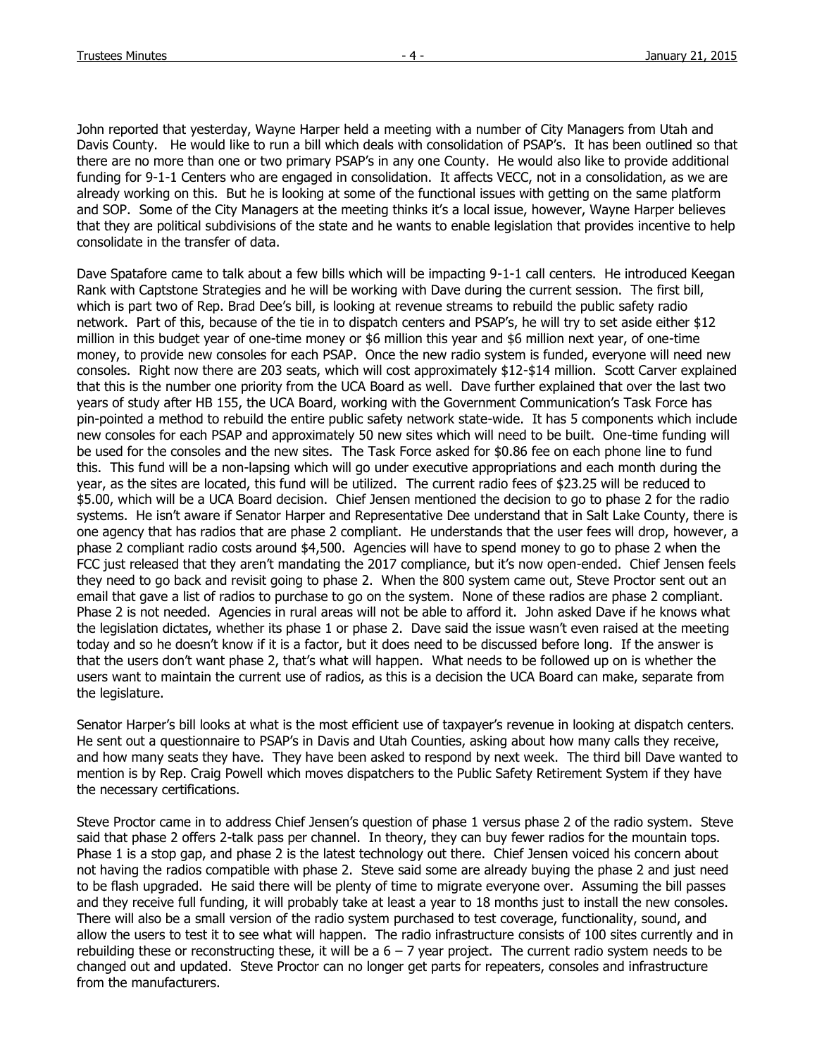John reported that yesterday, Wayne Harper held a meeting with a number of City Managers from Utah and Davis County. He would like to run a bill which deals with consolidation of PSAP's. It has been outlined so that there are no more than one or two primary PSAP's in any one County. He would also like to provide additional funding for 9-1-1 Centers who are engaged in consolidation. It affects VECC, not in a consolidation, as we are already working on this. But he is looking at some of the functional issues with getting on the same platform and SOP. Some of the City Managers at the meeting thinks it's a local issue, however, Wayne Harper believes that they are political subdivisions of the state and he wants to enable legislation that provides incentive to help consolidate in the transfer of data.

Dave Spatafore came to talk about a few bills which will be impacting 9-1-1 call centers. He introduced Keegan Rank with Captstone Strategies and he will be working with Dave during the current session. The first bill, which is part two of Rep. Brad Dee's bill, is looking at revenue streams to rebuild the public safety radio network. Part of this, because of the tie in to dispatch centers and PSAP's, he will try to set aside either $12 million in this budget year of one-time money or $6 million this year and $6 million next year, of one-time money, to provide new consoles for each PSAP. Once the new radio system is funded, everyone will need new consoles. Right now there are 203 seats, which will cost approximately $12-$14 million. Scott Carver explained that this is the number one priority from the UCA Board as well. Dave further explained that over the last two years of study after HB 155, the UCA Board, working with the Government Communication's Task Force has pin-pointed a method to rebuild the entire public safety network state-wide. It has 5 components which include new consoles for each PSAP and approximately 50 new sites which will need to be built. One-time funding will be used for the consoles and the new sites. The Task Force asked for $0.86 fee on each phone line to fund this. This fund will be a non-lapsing which will go under executive appropriations and each month during the year, as the sites are located, this fund will be utilized. The current radio fees of $23.25 will be reduced to $5.00, which will be a UCA Board decision. Chief Jensen mentioned the decision to go to phase 2 for the radio systems. He isn't aware if Senator Harper and Representative Dee understand that in Salt Lake County, there is one agency that has radios that are phase 2 compliant. He understands that the user fees will drop, however, a phase 2 compliant radio costs around $4,500. Agencies will have to spend money to go to phase 2 when the FCC just released that they aren't mandating the 2017 compliance, but it's now open-ended. Chief Jensen feels they need to go back and revisit going to phase 2. When the 800 system came out, Steve Proctor sent out an email that gave a list of radios to purchase to go on the system. None of these radios are phase 2 compliant. Phase 2 is not needed. Agencies in rural areas will not be able to afford it. John asked Dave if he knows what the legislation dictates, whether its phase 1 or phase 2. Dave said the issue wasn't even raised at the meeting today and so he doesn't know if it is a factor, but it does need to be discussed before long. If the answer is that the users don't want phase 2, that's what will happen. What needs to be followed up on is whether the users want to maintain the current use of radios, as this is a decision the UCA Board can make, separate from the legislature.

Senator Harper's bill looks at what is the most efficient use of taxpayer's revenue in looking at dispatch centers. He sent out a questionnaire to PSAP's in Davis and Utah Counties, asking about how many calls they receive, and how many seats they have. They have been asked to respond by next week. The third bill Dave wanted to mention is by Rep. Craig Powell which moves dispatchers to the Public Safety Retirement System if they have the necessary certifications.

Steve Proctor came in to address Chief Jensen's question of phase 1 versus phase 2 of the radio system. Steve said that phase 2 offers 2-talk pass per channel. In theory, they can buy fewer radios for the mountain tops. Phase 1 is a stop gap, and phase 2 is the latest technology out there. Chief Jensen voiced his concern about not having the radios compatible with phase 2. Steve said some are already buying the phase 2 and just need to be flash upgraded. He said there will be plenty of time to migrate everyone over. Assuming the bill passes and they receive full funding, it will probably take at least a year to 18 months just to install the new consoles. There will also be a small version of the radio system purchased to test coverage, functionality, sound, and allow the users to test it to see what will happen. The radio infrastructure consists of 100 sites currently and in rebuilding these or reconstructing these, it will be a 6 – 7 year project. The current radio system needs to be changed out and updated. Steve Proctor can no longer get parts for repeaters, consoles and infrastructure from the manufacturers.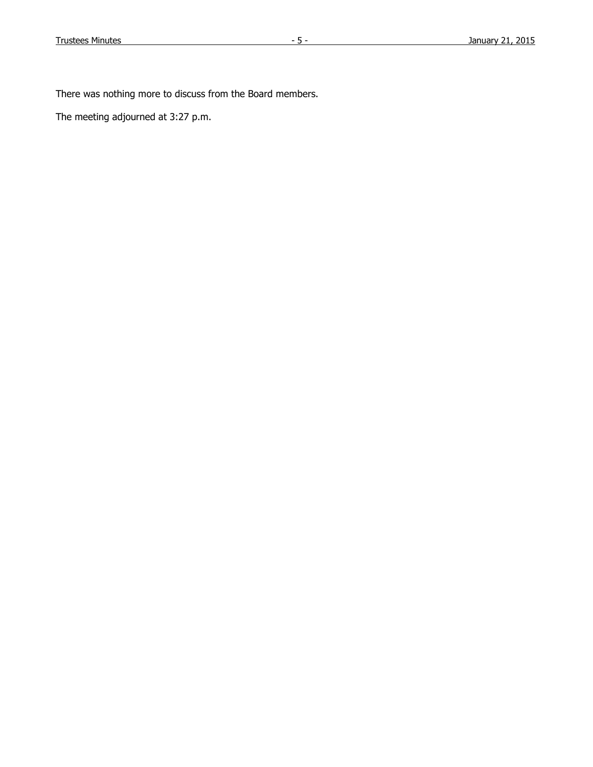There was nothing more to discuss from the Board members.

The meeting adjourned at 3:27 p.m.